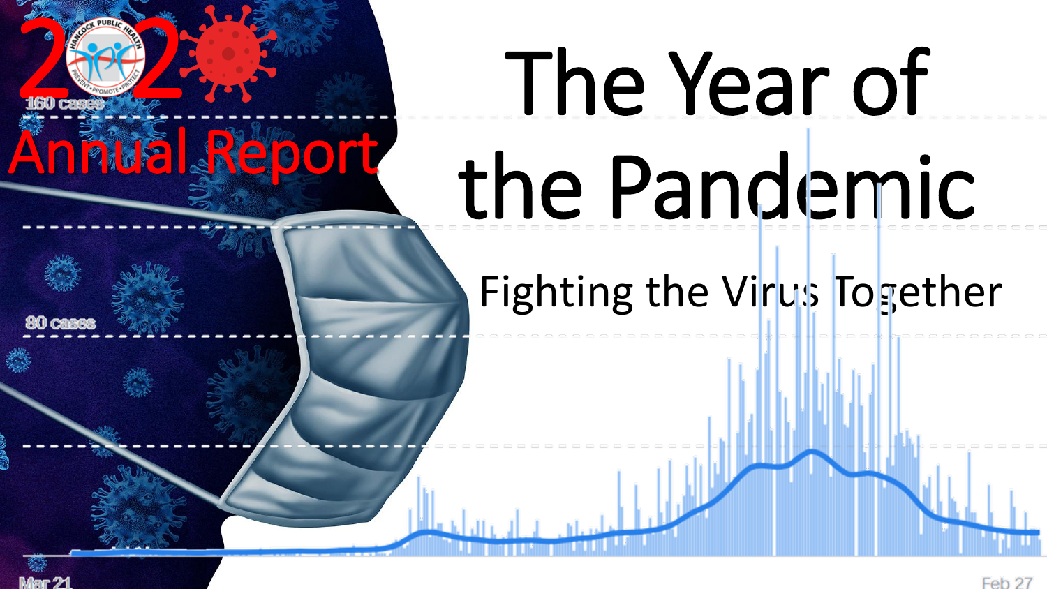# 2020 Annual Report

# The Year of the Pandemic

## Fighting the Virus Together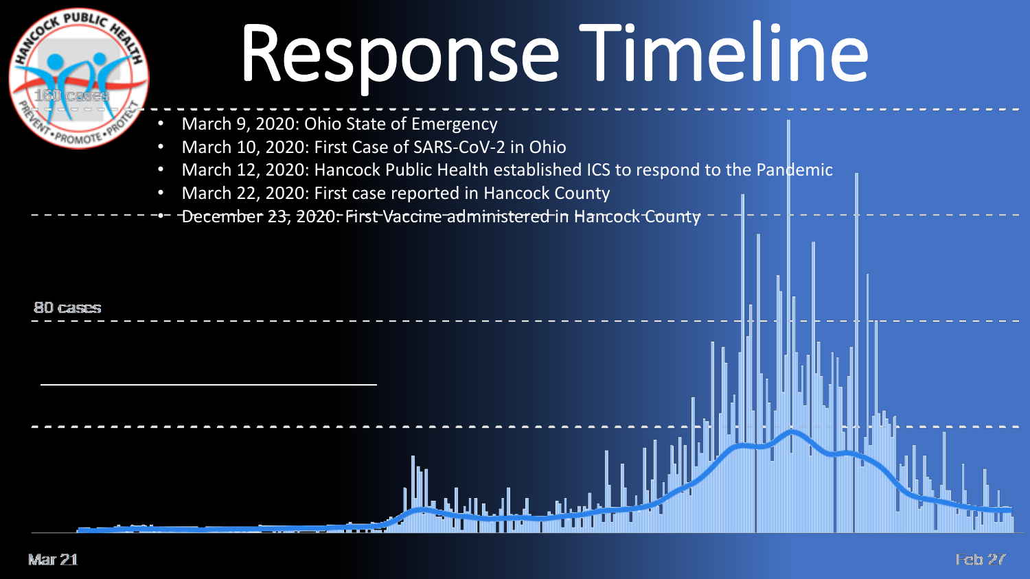# Response Timeline

- March 9, 2020: Ohio State of Emergency
- March 10, 2020: First Case of SARS-CoV-2 in Ohio
- March 12, 2020: Hancock Public Health established ICS to respond to the Pandemic
- March 22, 2020: First case reported in Hancock County
- December 23, 2020: First Vaccine administered in Hancock County

160 cases

80 cases

Mar 21

Feb 27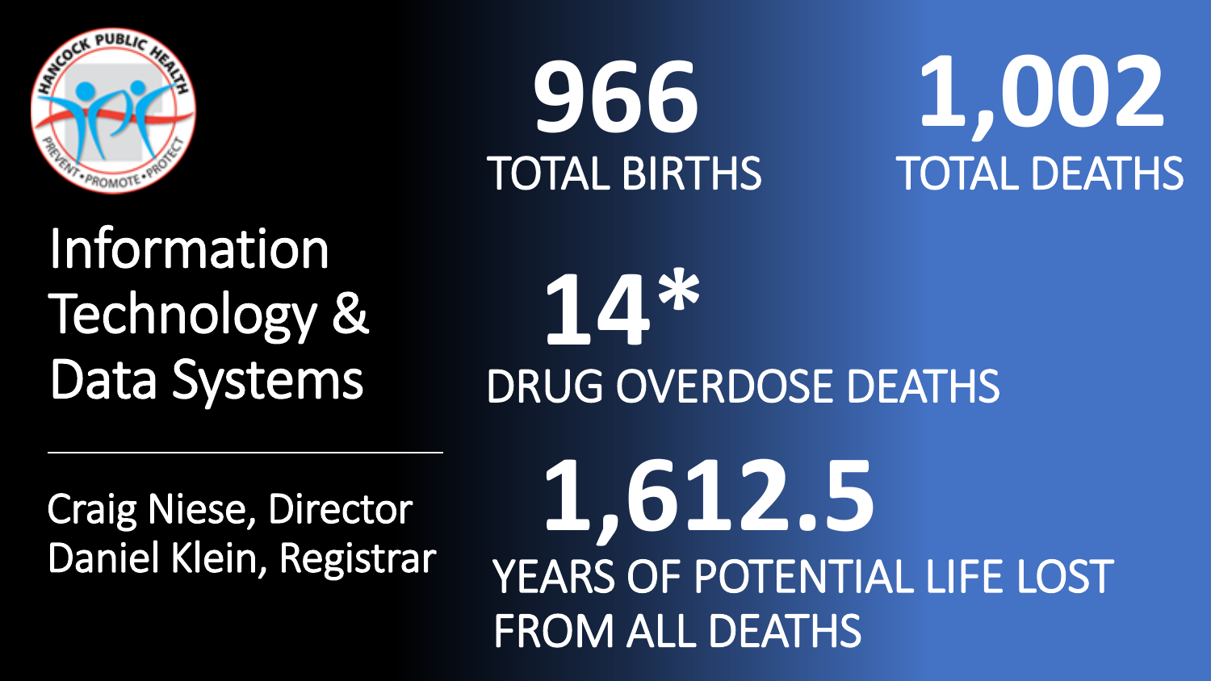# Information Technology & Data Systems

Craig Niese, Director
Daniel Klein, Registrar

**966**
TOTAL BIRTHS

**1,002**
TOTAL DEATHS

**14***
DRUG OVERDOSE DEATHS

**1,612.5**
YEARS OF POTENTIAL LIFE LOST FROM ALL DEATHS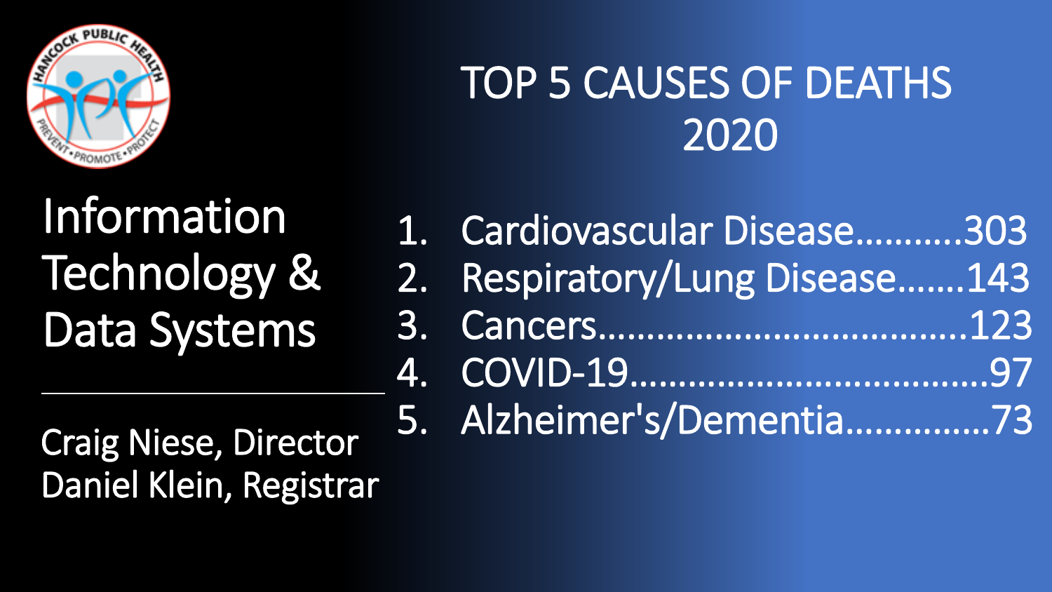# TOP 5 CAUSES OF DEATHS 2020

## Information Technology & Data Systems

Craig Niese, Director
Daniel Klein, Registrar

1. Cardiovascular Disease……….303
2. Respiratory/Lung Disease…….143
3. Cancers……………………………….123
4. COVID-19……………………………….97
5. Alzheimer's/Dementia……………73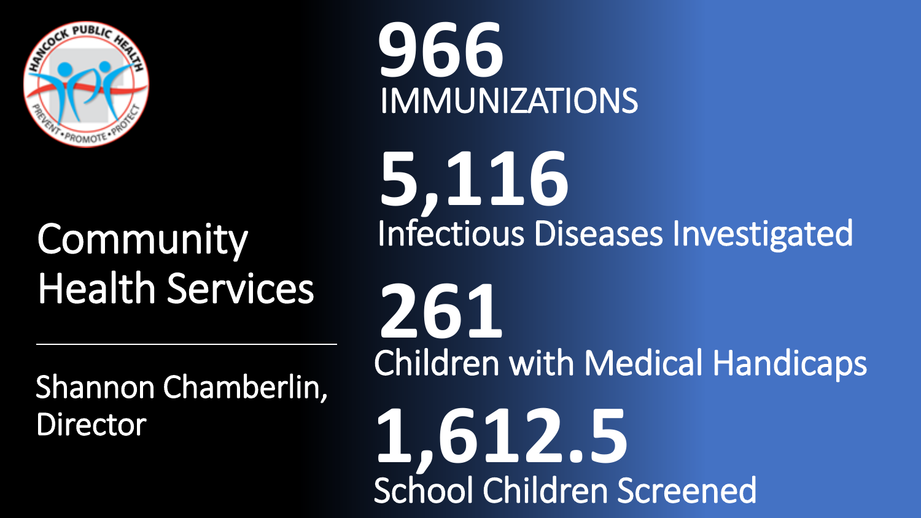# Community Health Services

Shannon Chamberlin, Director

**966**
IMMUNIZATIONS

**5,116**
Infectious Diseases Investigated

**261**
Children with Medical Handicaps

**1,612.5**
School Children Screened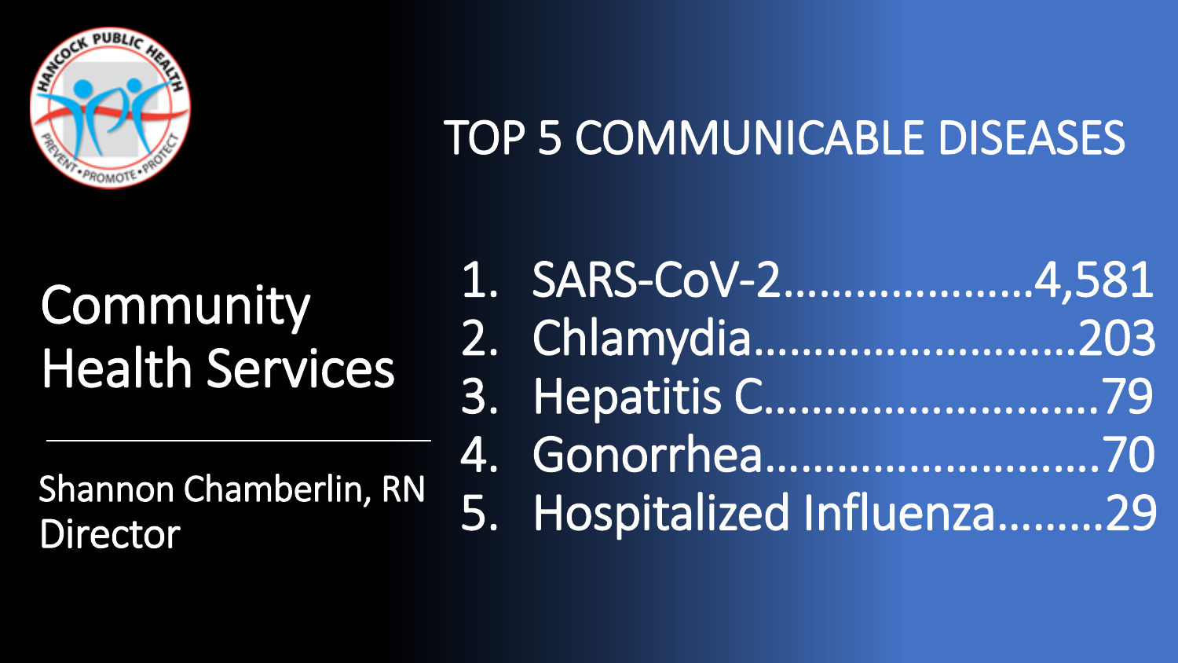# TOP 5 COMMUNICABLE DISEASES

## Community Health Services

Shannon Chamberlin, RN
Director

1. SARS-CoV-2…………………4,581
2. Chlamydia……………………..203
3. Hepatitis C………………………79
4. Gonorrhea……………………….70
5. Hospitalized Influenza………29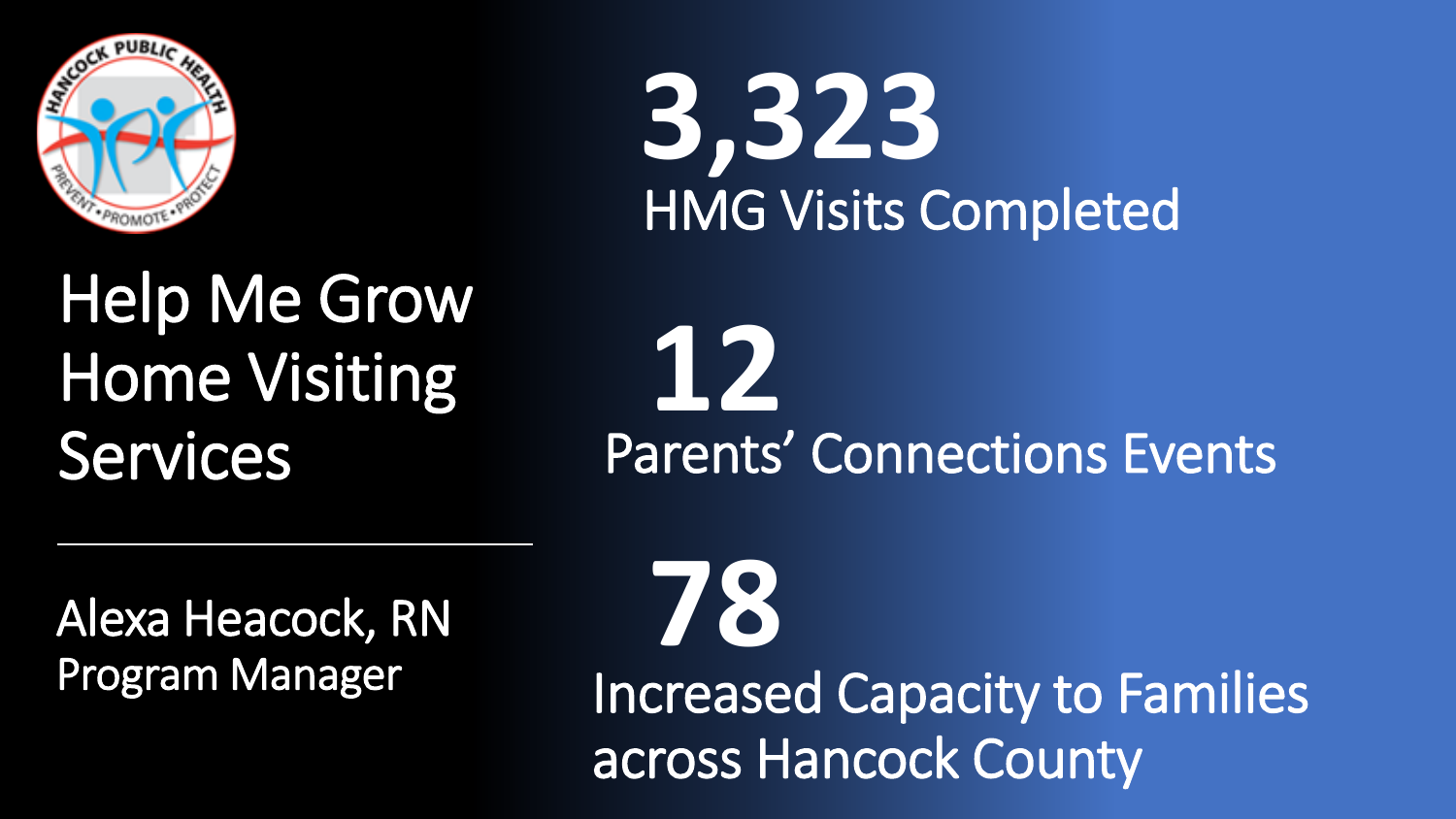# Help Me Grow Home Visiting Services

Alexa Heacock, RN
Program Manager

**3,323**
HMG Visits Completed

**12**
Parents' Connections Events

**78**
Increased Capacity to Families across Hancock County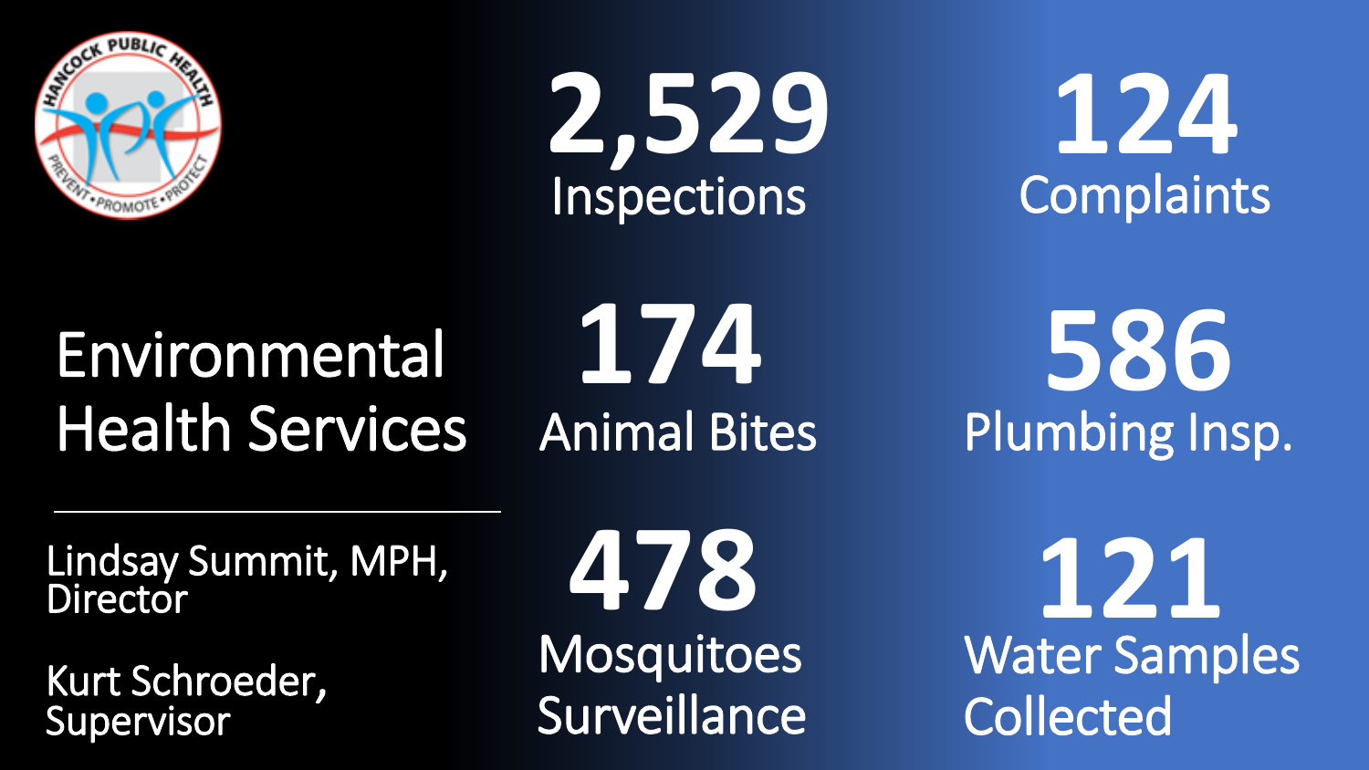# Environmental Health Services

Lindsay Summit, MPH, Director

Kurt Schroeder, Supervisor

**2,529** Inspections

**124** Complaints

**174** Animal Bites

**586** Plumbing Insp.

**478** Mosquitoes Surveillance

**121** Water Samples Collected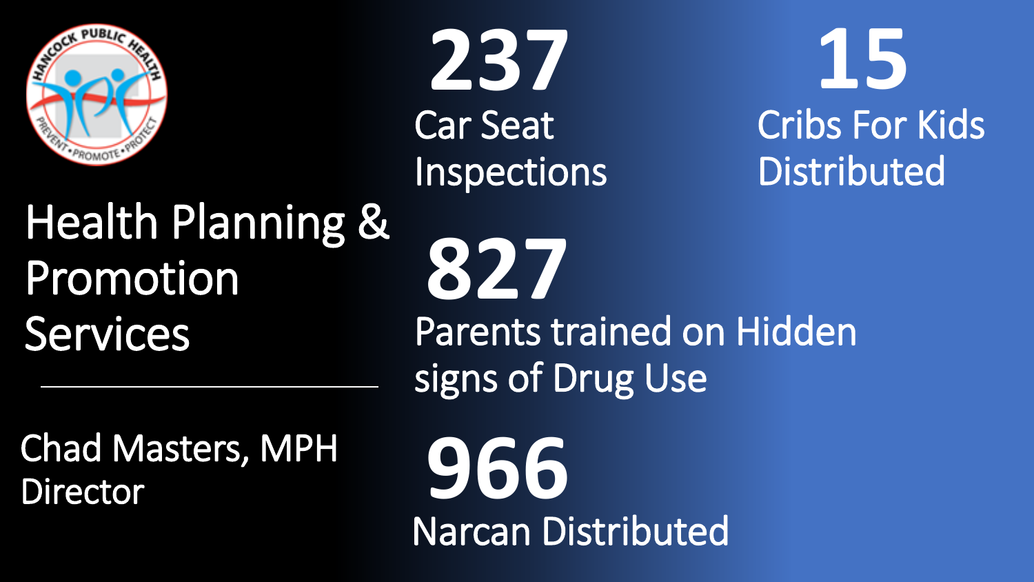# Health Planning & Promotion Services

Chad Masters, MPH
Director

**237**
Car Seat Inspections

**15**
Cribs For Kids Distributed

**827**
Parents trained on Hidden signs of Drug Use

**966**
Narcan Distributed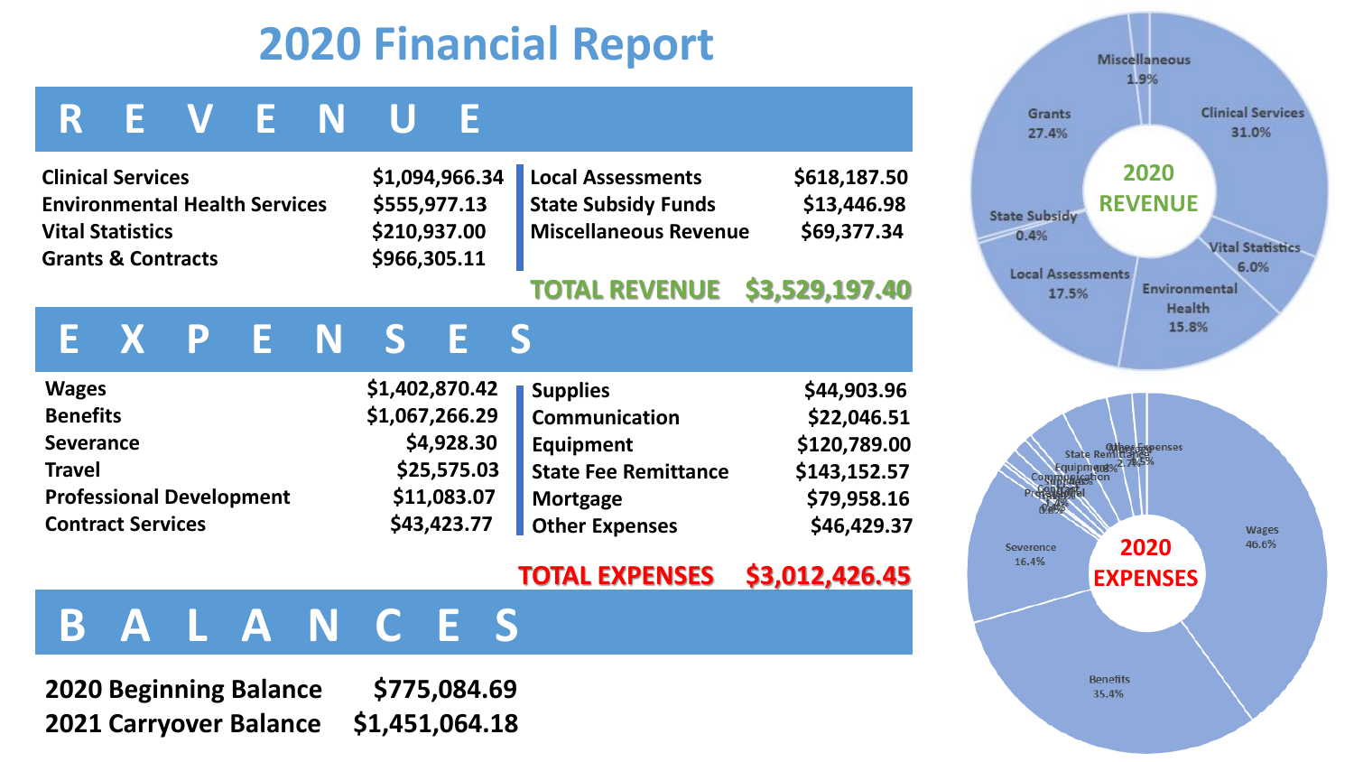# 2020 Financial Report

## REVENUE

| | |
|---|---|
| Clinical Services | $1,094,966.34 |
| Environmental Health Services | $555,977.13 |
| Vital Statistics | $210,937.00 |
| Grants & Contracts | $966,305.11 |
| Local Assessments | $618,187.50 |
| State Subsidy Funds | $13,446.98 |
| Miscellaneous Revenue | $69,377.34 |

**TOTAL REVENUE $3,529,197.40**

## EXPENSES

| | |
|---|---|
| Wages | $1,402,870.42 |
| Benefits | $1,067,266.29 |
| Severance | $4,928.30 |
| Travel | $25,575.03 |
| Professional Development | $11,083.07 |
| Contract Services | $43,423.77 |
| Supplies | $44,903.96 |
| Communication | $22,046.51 |
| Equipment | $120,789.00 |
| State Fee Remittance | $143,152.57 |
| Mortgage | $79,958.16 |
| Other Expenses | $46,429.37 |

**TOTAL EXPENSES $3,012,426.45**

## BALANCES

| | |
|---|---|
| 2020 Beginning Balance | $775,084.69 |
| 2021 Carryover Balance | $1,451,064.18 |

2020 REVENUE

Miscellaneous 1.9%
Clinical Services 31.0%
Grants 27.4%
State Subsidy 0.4%
Vital Statistics 6.0%
Local Assessments 17.5%
Environmental Health 15.8%

2020 EXPENSES

Wages 46.6%
Benefits 35.4%
Severence 16.4%